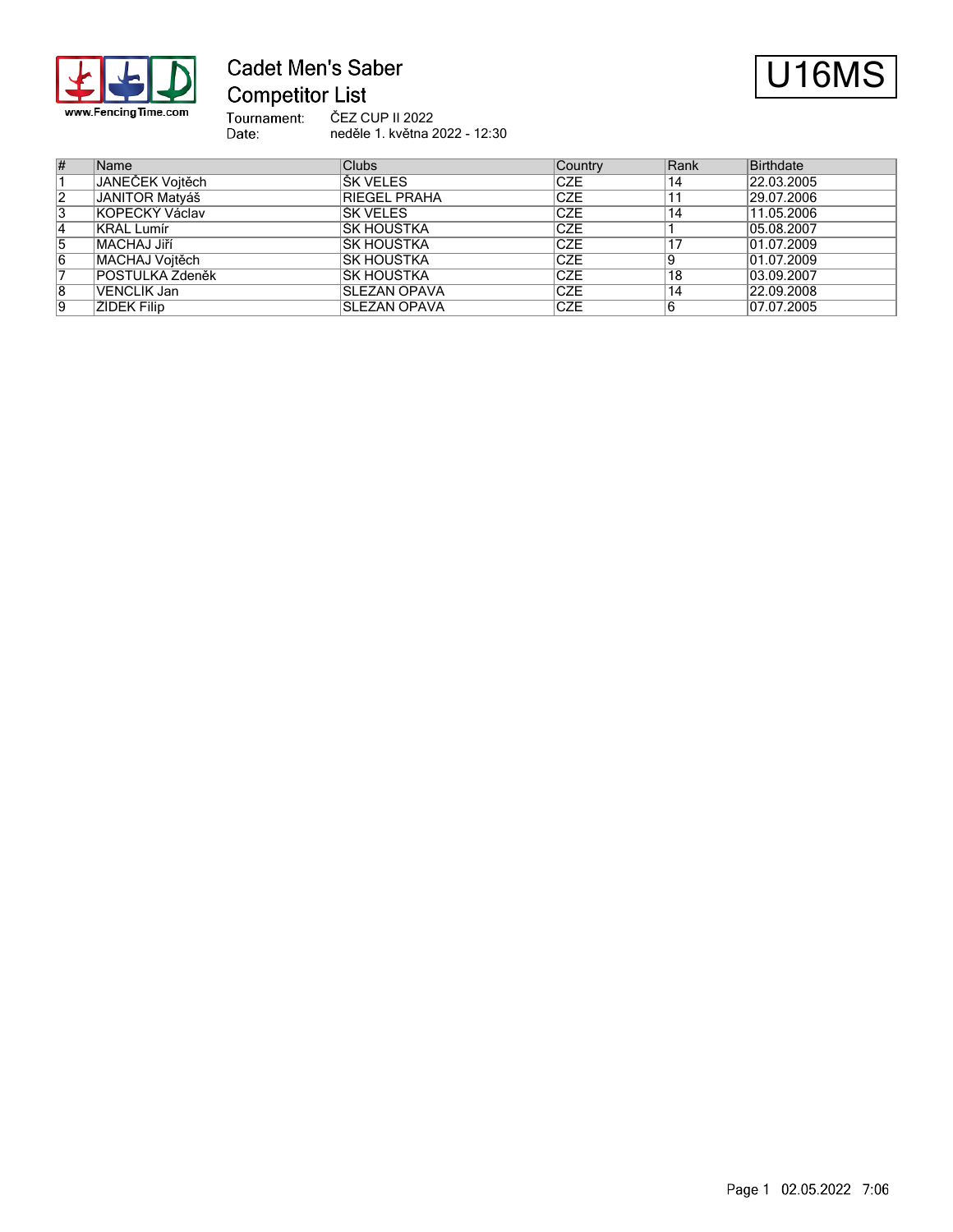# Cadet Men's Saber

## Competitor List

U16MS

Tournament: ČEZ CUP II 2022
Date: neděle 1. května 2022 - 12:30

| # | Name | Clubs | Country | Rank | Birthdate |
|---|---|---|---|---|---|
| 1 | JANEČEK Vojtěch | ŠK VELES | CZE | 14 | 22.03.2005 |
| 2 | JANITOR Matyáš | RIEGEL PRAHA | CZE | 11 | 29.07.2006 |
| 3 | KOPECKÝ Václav | ŠK VELES | CZE | 14 | 11.05.2006 |
| 4 | KRÁL Lumír | SK HOUŠTKA | CZE | 1 | 05.08.2007 |
| 5 | MACHAJ Jiří | SK HOUŠTKA | CZE | 17 | 01.07.2009 |
| 6 | MACHAJ Vojtěch | SK HOUŠTKA | CZE | 9 | 01.07.2009 |
| 7 | POSTULKA Zdeněk | SK HOUŠTKA | CZE | 18 | 03.09.2007 |
| 8 | VENCLÍK Jan | SLEZAN OPAVA | CZE | 14 | 22.09.2008 |
| 9 | ŽÍDEK Filip | SLEZAN OPAVA | CZE | 6 | 07.07.2005 |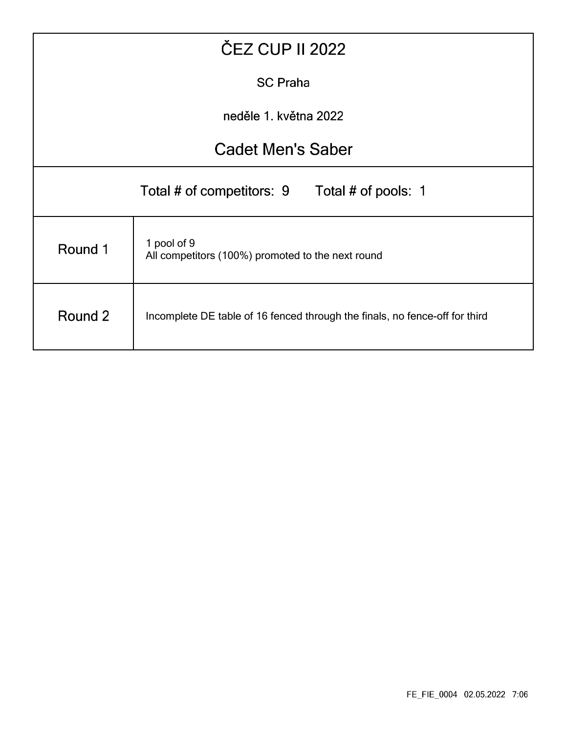# ČEZ CUP II 2022

SC Praha

neděle 1. května 2022

## Cadet Men's Saber

Total # of competitors: 9    Total # of pools: 1

| Round | Description |
|---|---|
| Round 1 | 1 pool of 9<br>All competitors (100%) promoted to the next round |
| Round 2 | Incomplete DE table of 16 fenced through the finals, no fence-off for third |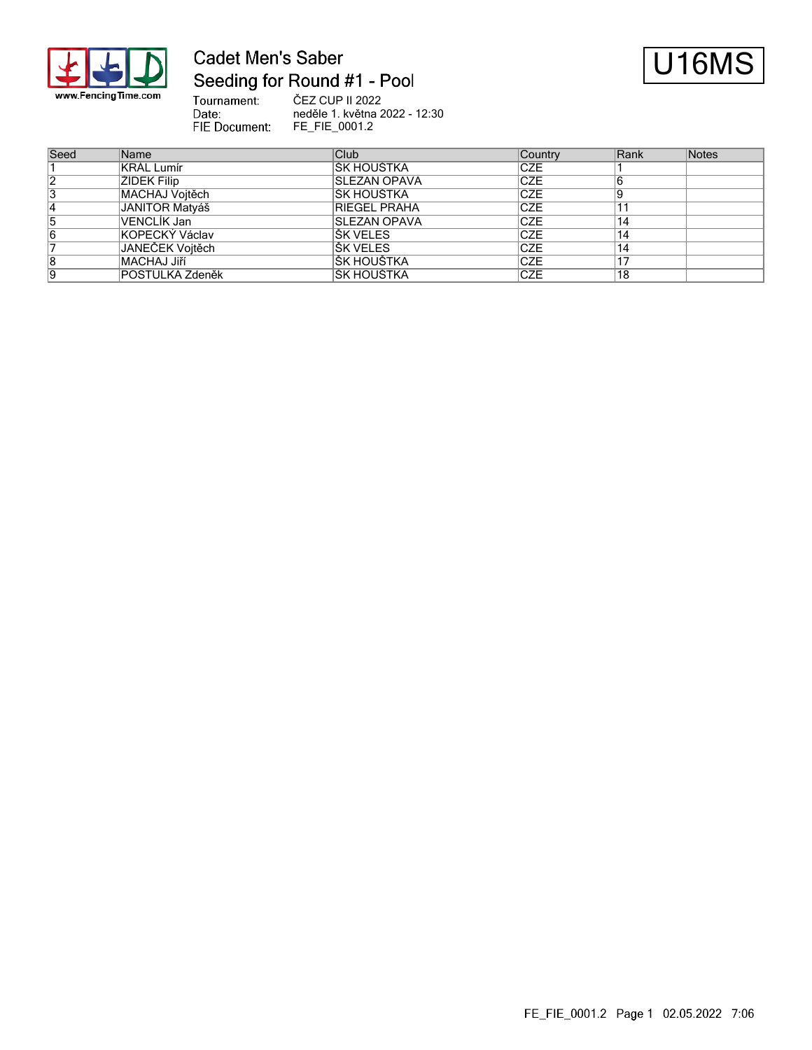# Cadet Men's Saber
## Seeding for Round #1 - Pool

**U16MS**

Tournament: ČEZ CUP II 2022
Date: neděle 1. května 2022 - 12:30
FIE Document: FE_FIE_0001.2

| Seed | Name | Club | Country | Rank | Notes |
|---|---|---|---|---|---|
| 1 | KRÁL Lumír | ŠK HOUŠTKA | CZE | 1 | |
| 2 | ŽÍDEK Filip | SLEZAN OPAVA | CZE | 6 | |
| 3 | MACHAJ Vojtěch | ŠK HOUŠTKA | CZE | 9 | |
| 4 | JANITOR Matyáš | RIEGEL PRAHA | CZE | 11 | |
| 5 | VENCLÍK Jan | SLEZAN OPAVA | CZE | 14 | |
| 6 | KOPECKÝ Václav | ŠK VELES | CZE | 14 | |
| 7 | JANEČEK Vojtěch | ŠK VELES | CZE | 14 | |
| 8 | MACHAJ Jiří | ŠK HOUŠTKA | CZE | 17 | |
| 9 | POSTULKA Zdeněk | ŠK HOUŠTKA | CZE | 18 | |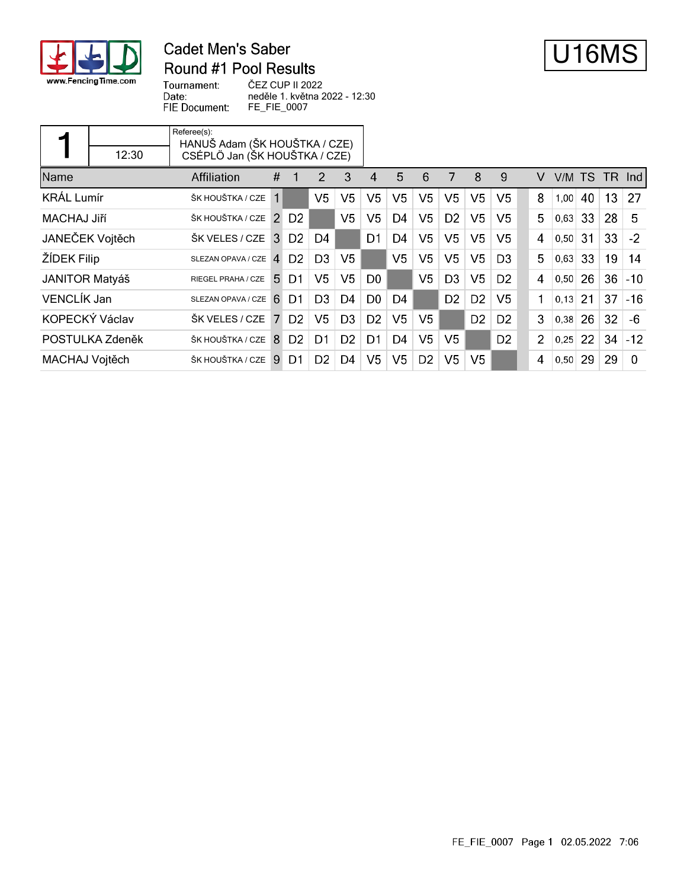# Cadet Men's Saber

## Round #1 Pool Results

**U16MS**

Tournament: ČEZ CUP II 2022
Date: neděle 1. května 2022 - 12:30
FIE Document: FE_FIE_0007

| 1 | | Referee(s): |
|---|---|---|
| | 12:30 | HANUŠ Adam (ŠK HOUŠTKA / CZE) CSÉPLÖ Jan (ŠK HOUŠTKA / CZE) |

| Name | Affiliation | # | 1 | 2 | 3 | 4 | 5 | 6 | 7 | 8 | 9 | V | V/M | TS | TR | Ind |
|---|---|---|---|---|---|---|---|---|---|---|---|---|---|---|---|---|
| KRÁL Lumír | ŠK HOUŠTKA / CZE | 1 | | V5 | V5 | V5 | V5 | V5 | V5 | V5 | V5 | 8 | 1,00 | 40 | 13 | 27 |
| MACHAJ Jiří | ŠK HOUŠTKA / CZE | 2 | D2 | | V5 | V5 | D4 | V5 | D2 | V5 | V5 | 5 | 0,63 | 33 | 28 | 5 |
| JANEČEK Vojtěch | ŠK VELES / CZE | 3 | D2 | D4 | | D1 | D4 | V5 | V5 | V5 | V5 | 4 | 0,50 | 31 | 33 | -2 |
| ŽÍDEK Filip | SLEZAN OPAVA / CZE | 4 | D2 | D3 | V5 | | V5 | V5 | V5 | V5 | D3 | 5 | 0,63 | 33 | 19 | 14 |
| JANITOR Matyáš | RIEGEL PRAHA / CZE | 5 | D1 | V5 | V5 | D0 | | V5 | D3 | V5 | D2 | 4 | 0,50 | 26 | 36 | -10 |
| VENCLÍK Jan | SLEZAN OPAVA / CZE | 6 | D1 | D3 | D4 | D0 | D4 | | D2 | D2 | V5 | 1 | 0,13 | 21 | 37 | -16 |
| KOPECKÝ Václav | ŠK VELES / CZE | 7 | D2 | V5 | D3 | D2 | V5 | V5 | | D2 | D2 | 3 | 0,38 | 26 | 32 | -6 |
| POSTULKA Zdeněk | ŠK HOUŠTKA / CZE | 8 | D2 | D1 | D2 | D1 | D4 | V5 | V5 | | D2 | 2 | 0,25 | 22 | 34 | -12 |
| MACHAJ Vojtěch | ŠK HOUŠTKA / CZE | 9 | D1 | D2 | D4 | V5 | V5 | D2 | V5 | V5 | | 4 | 0,50 | 29 | 29 | 0 |

FE_FIE_0007 Page 1 02.05.2022 7:06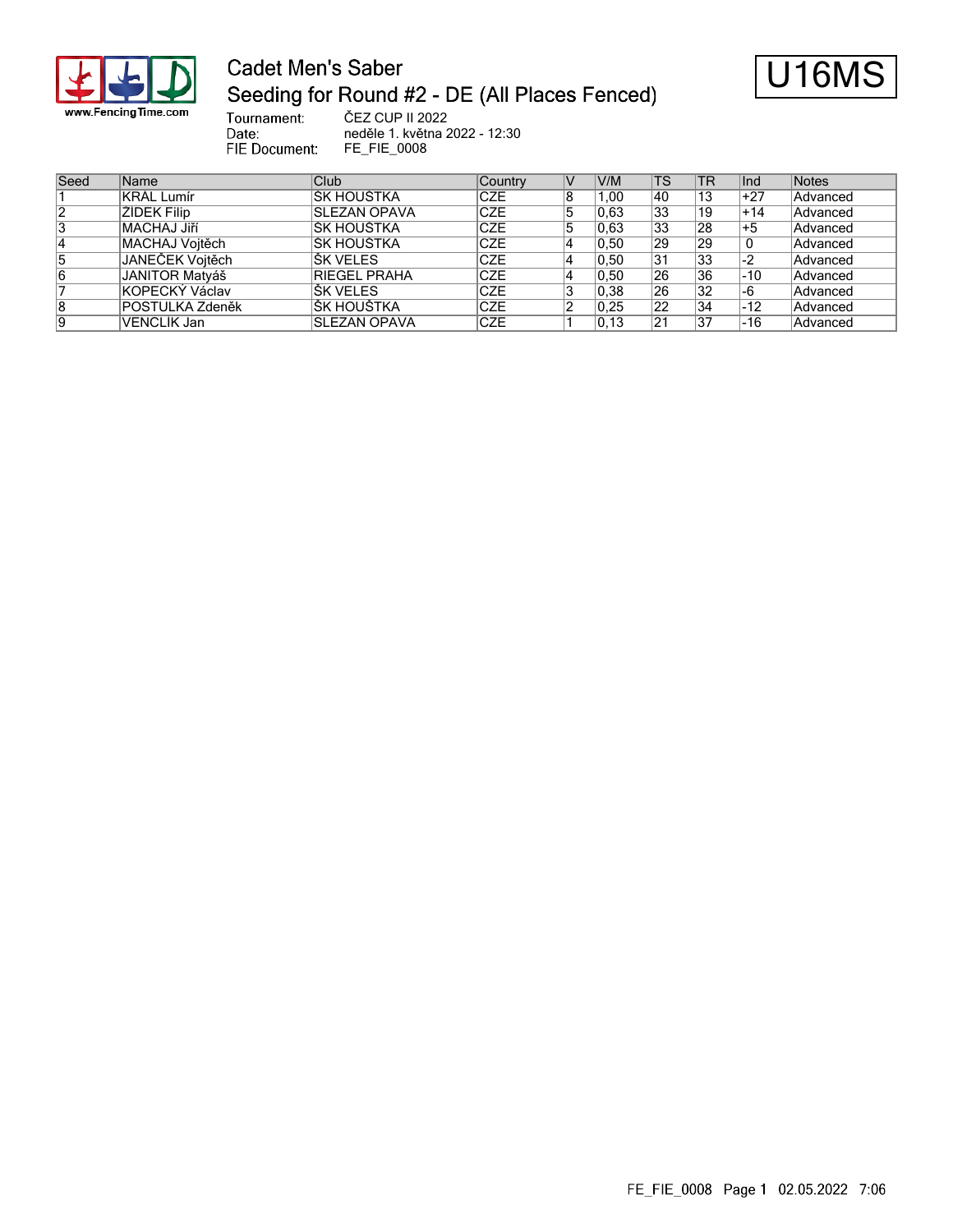# Cadet Men's Saber

## Seeding for Round #2 - DE (All Places Fenced)

**U16MS**

Tournament: ČEZ CUP II 2022
Date: neděle 1. května 2022 - 12:30
FIE Document: FE_FIE_0008

| Seed | Name | Club | Country | V | V/M | TS | TR | Ind | Notes |
|---|---|---|---|---|---|---|---|---|---|
| 1 | KRÁL Lumír | ŠK HOUŠTKA | CZE | 8 | 1,00 | 40 | 13 | +27 | Advanced |
| 2 | ZÍDEK Filip | SLEZAN OPAVA | CZE | 5 | 0,63 | 33 | 19 | +14 | Advanced |
| 3 | MACHAJ Jiří | ŠK HOUŠTKA | CZE | 5 | 0,63 | 33 | 28 | +5 | Advanced |
| 4 | MACHAJ Vojtěch | ŠK HOUŠTKA | CZE | 4 | 0,50 | 29 | 29 | 0 | Advanced |
| 5 | JANEČEK Vojtěch | ŠK VELES | CZE | 4 | 0,50 | 31 | 33 | -2 | Advanced |
| 6 | JANITOR Matyáš | RIEGEL PRAHA | CZE | 4 | 0,50 | 26 | 36 | -10 | Advanced |
| 7 | KOPECKÝ Václav | ŠK VELES | CZE | 3 | 0,38 | 26 | 32 | -6 | Advanced |
| 8 | POSTULKA Zdeněk | ŠK HOUŠTKA | CZE | 2 | 0,25 | 22 | 34 | -12 | Advanced |
| 9 | VENCLÍK Jan | SLEZAN OPAVA | CZE | 1 | 0,13 | 21 | 37 | -16 | Advanced |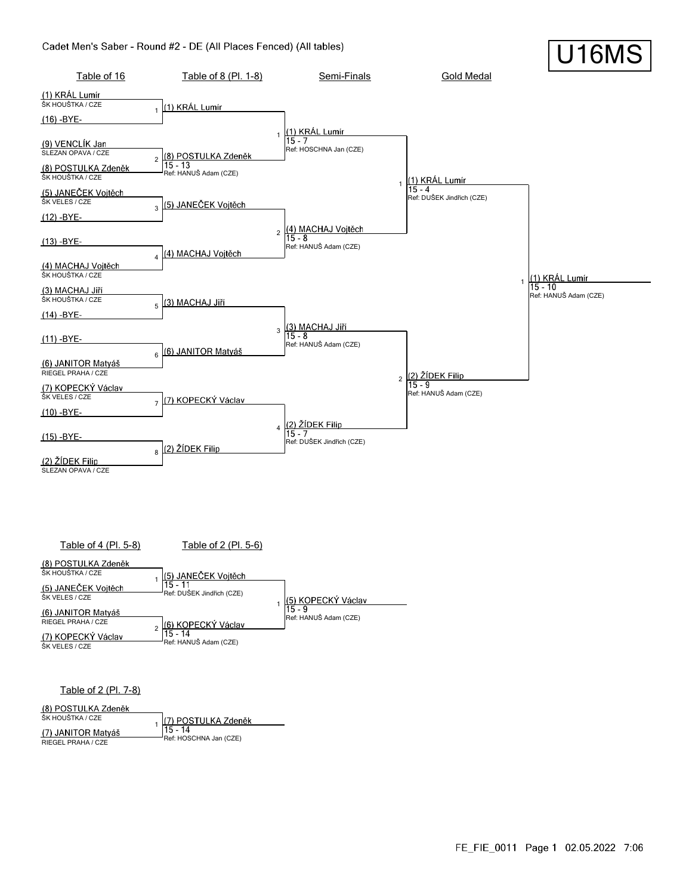# Cadet Men's Saber - Round #2 - DE (All Places Fenced) (All tables)

**U16MS**

## Table of 16 / Table of 8 (Pl. 1-8) / Semi-Finals / Gold Medal

| Table of 16 | Table of 8 (Pl. 1-8) | Semi-Finals | Gold Medal | Winner |
|---|---|---|---|---|
| (1) KRÁL Lumír – ŠK HOUŠTKA / CZE | 1 (1) KRÁL Lumír | | | |
| (16) -BYE- | | | | |
| (9) VENCLÍK Jan – SLEZAN OPAVA / CZE | 2 (8) POSTULKA Zdeněk 15 - 13 Ref: HANUŠ Adam (CZE) | 1 (1) KRÁL Lumír 15 - 7 Ref: HOSCHNA Jan (CZE) | | |
| (8) POSTULKA Zdeněk – ŠK HOUŠTKA / CZE | | | | |
| (5) JANEČEK Vojtěch – ŠK VELES / CZE | 3 (5) JANEČEK Vojtěch | | 1 (1) KRÁL Lumír 15 - 4 Ref: DUŠEK Jindřich (CZE) | |
| (12) -BYE- | | | | |
| (13) -BYE- | 4 (4) MACHAJ Vojtěch | 2 (4) MACHAJ Vojtěch 15 - 8 Ref: HANUŠ Adam (CZE) | | |
| (4) MACHAJ Vojtěch – ŠK HOUŠTKA / CZE | | | | 1 (1) KRÁL Lumír 15 - 10 Ref: HANUŠ Adam (CZE) |
| (3) MACHAJ Jiří – ŠK HOUŠTKA / CZE | 5 (3) MACHAJ Jiří | | | |
| (14) -BYE- | | | | |
| (11) -BYE- | 6 (6) JANITOR Matyáš | 3 (3) MACHAJ Jiří 15 - 8 Ref: HANUŠ Adam (CZE) | | |
| (6) JANITOR Matyáš – RIEGEL PRAHA / CZE | | | 2 (2) ŽÍDEK Filip 15 - 9 Ref: HANUŠ Adam (CZE) | |
| (7) KOPECKÝ Václav – ŠK VELES / CZE | 7 (7) KOPECKÝ Václav | | | |
| (10) -BYE- | | | | |
| (15) -BYE- | 8 (2) ŽÍDEK Filip | 4 (2) ŽÍDEK Filip 15 - 7 Ref: DUŠEK Jindřich (CZE) | | |
| (2) ŽÍDEK Filip – SLEZAN OPAVA / CZE | | | | |

## Table of 4 (Pl. 5-8) / Table of 2 (Pl. 5-6)

| Table of 4 (Pl. 5-8) | Table of 2 (Pl. 5-6) | Winner |
|---|---|---|
| (8) POSTULKA Zdeněk – ŠK HOUŠTKA / CZE | 1 (5) JANEČEK Vojtěch 15 - 11 Ref: DUŠEK Jindřich (CZE) | |
| (5) JANEČEK Vojtěch – ŠK VELES / CZE | | 1 (5) KOPECKÝ Václav 15 - 9 Ref: HANUŠ Adam (CZE) |
| (6) JANITOR Matyáš – RIEGEL PRAHA / CZE | 2 (6) KOPECKÝ Václav 15 - 14 Ref: HANUŠ Adam (CZE) | |
| (7) KOPECKÝ Václav – ŠK VELES / CZE | | |

## Table of 2 (Pl. 7-8)

| Table of 2 (Pl. 7-8) | Winner |
|---|---|
| (8) POSTULKA Zdeněk – ŠK HOUŠTKA / CZE | 1 (7) POSTULKA Zdeněk 15 - 14 Ref: HOSCHNA Jan (CZE) |
| (7) JANITOR Matyáš – RIEGEL PRAHA / CZE | |

FE_FIE_0011 Page 1 02.05.2022 7:06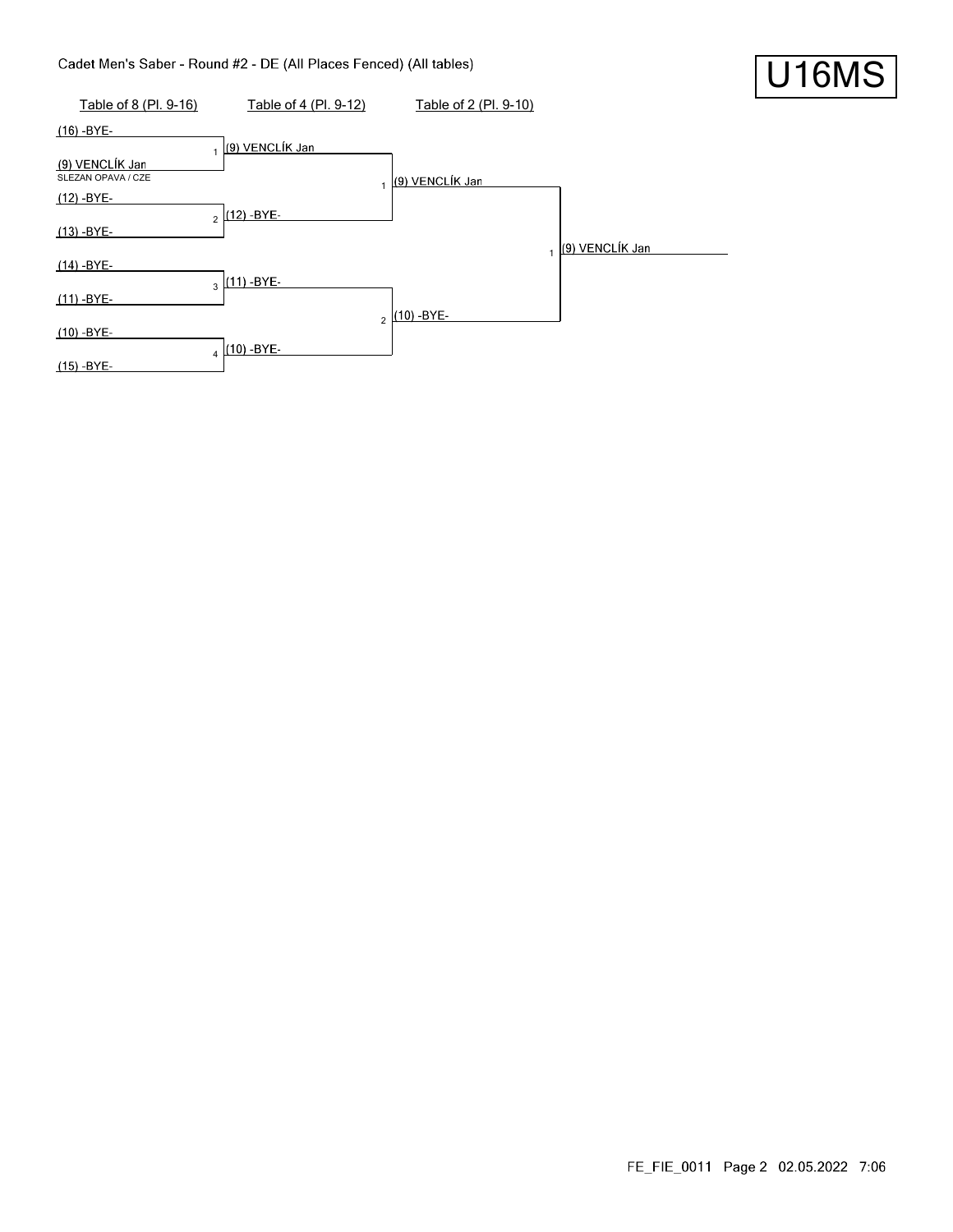Cadet Men's Saber - Round #2 - DE (All Places Fenced) (All tables)

U16MS

| Table of 8 (Pl. 9-16) | Table of 4 (Pl. 9-12) | Table of 2 (Pl. 9-10) | |
|---|---|---|---|
| (16) -BYE- | | | |
| | 1 (9) VENCLÍK Jan | | |
| (9) VENCLÍK Jan SLEZAN OPAVA / CZE | | | |
| | | 1 (9) VENCLÍK Jan | |
| (12) -BYE- | | | |
| | 2 (12) -BYE- | | |
| (13) -BYE- | | | |
| | | | 1 (9) VENCLÍK Jan |
| (14) -BYE- | | | |
| | 3 (11) -BYE- | | |
| (11) -BYE- | | | |
| | | 2 (10) -BYE- | |
| (10) -BYE- | | | |
| | 4 (10) -BYE- | | |
| (15) -BYE- | | | |

FE_FIE_0011 Page 2 02.05.2022 7:06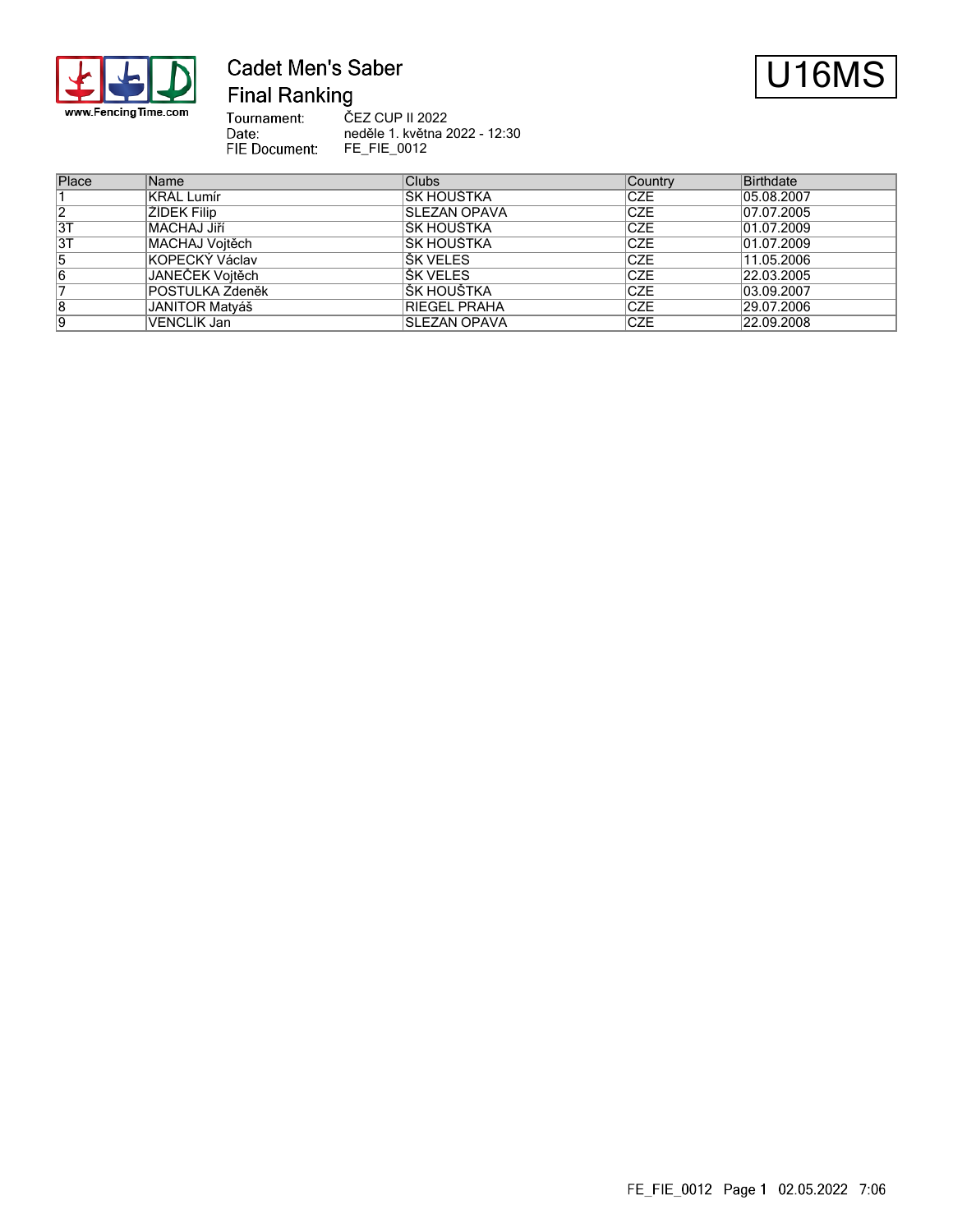# Cadet Men's Saber

## Final Ranking

U16MS

Tournament: ČEZ CUP II 2022
Date: neděle 1. května 2022 - 12:30
FIE Document: FE_FIE_0012

| Place | Name | Clubs | Country | Birthdate |
|---|---|---|---|---|
| 1 | KRÁL Lumír | ŠK HOUŠTKA | CZE | 05.08.2007 |
| 2 | ŽÍDEK Filip | SLEZAN OPAVA | CZE | 07.07.2005 |
| 3T | MACHAJ Jiří | ŠK HOUŠTKA | CZE | 01.07.2009 |
| 3T | MACHAJ Vojtěch | ŠK HOUŠTKA | CZE | 01.07.2009 |
| 5 | KOPECKÝ Václav | ŠK VELES | CZE | 11.05.2006 |
| 6 | JANEČEK Vojtěch | ŠK VELES | CZE | 22.03.2005 |
| 7 | POSTULKA Zdeněk | ŠK HOUŠTKA | CZE | 03.09.2007 |
| 8 | JANITOR Matyáš | RIEGEL PRAHA | CZE | 29.07.2006 |
| 9 | VENCLÍK Jan | SLEZAN OPAVA | CZE | 22.09.2008 |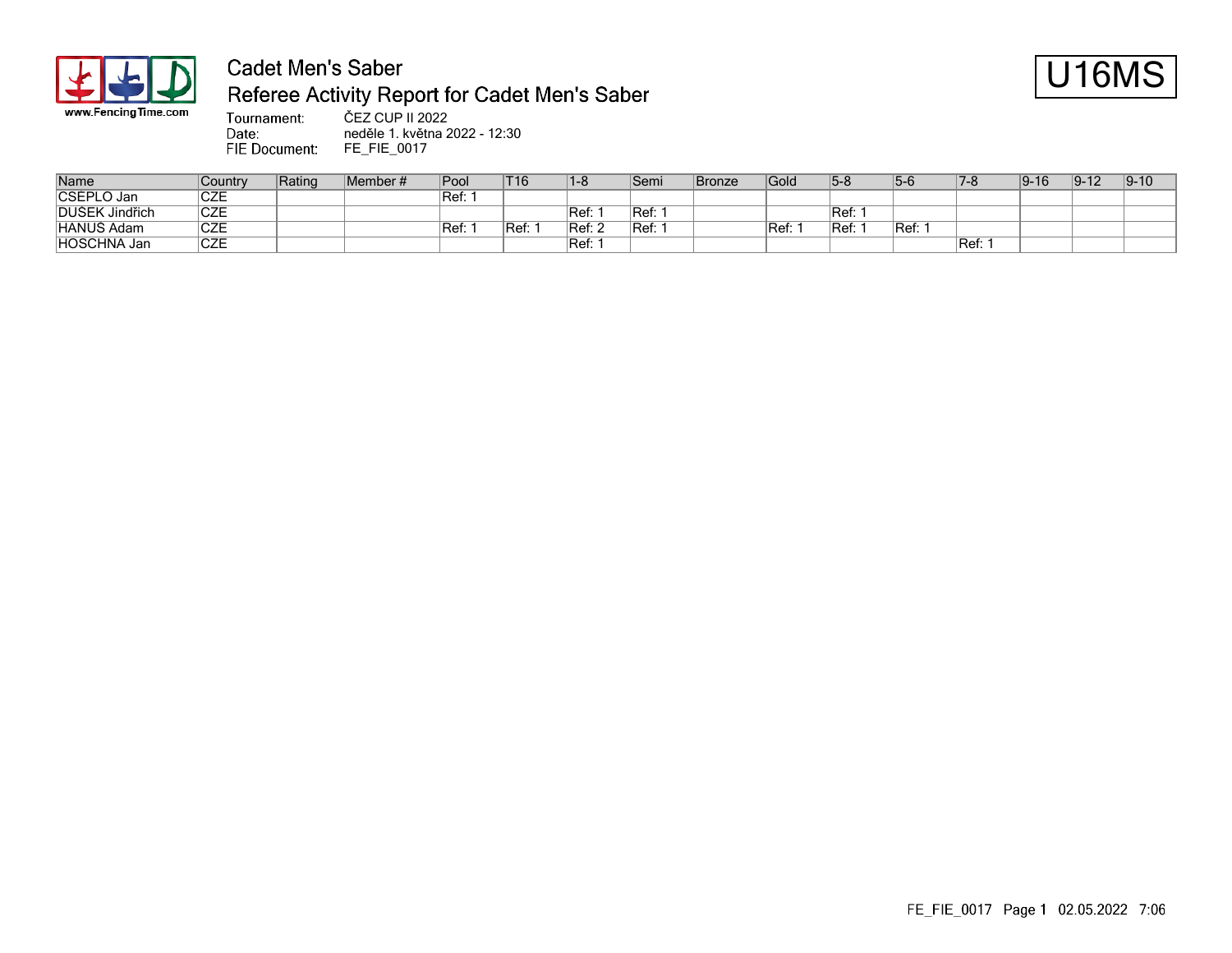# Cadet Men's Saber

## Referee Activity Report for Cadet Men's Saber

U16MS

Tournament: ČEZ CUP II 2022
Date: neděle 1. května 2022 - 12:30
FIE Document: FE_FIE_0017

| Name | Country | Rating | Member # | Pool | T16 | 1-8 | Semi | Bronze | Gold | 5-8 | 5-6 | 7-8 | 9-16 | 9-12 | 9-10 |
|---|---|---|---|---|---|---|---|---|---|---|---|---|---|---|---|
| CSEPLO Jan | CZE | | | Ref: 1 | | | | | | | | | | | |
| DUSEK Jindřich | CZE | | | | | Ref: 1 | Ref: 1 | | | Ref: 1 | | | | | |
| HANUS Adam | CZE | | | Ref: 1 | Ref: 1 | Ref: 2 | Ref: 1 | | Ref: 1 | Ref: 1 | Ref: 1 | | | | |
| HOSCHNA Jan | CZE | | | | | Ref: 1 | | | | | | Ref: 1 | | | |

FE_FIE_0017 Page 1 02.05.2022 7:06